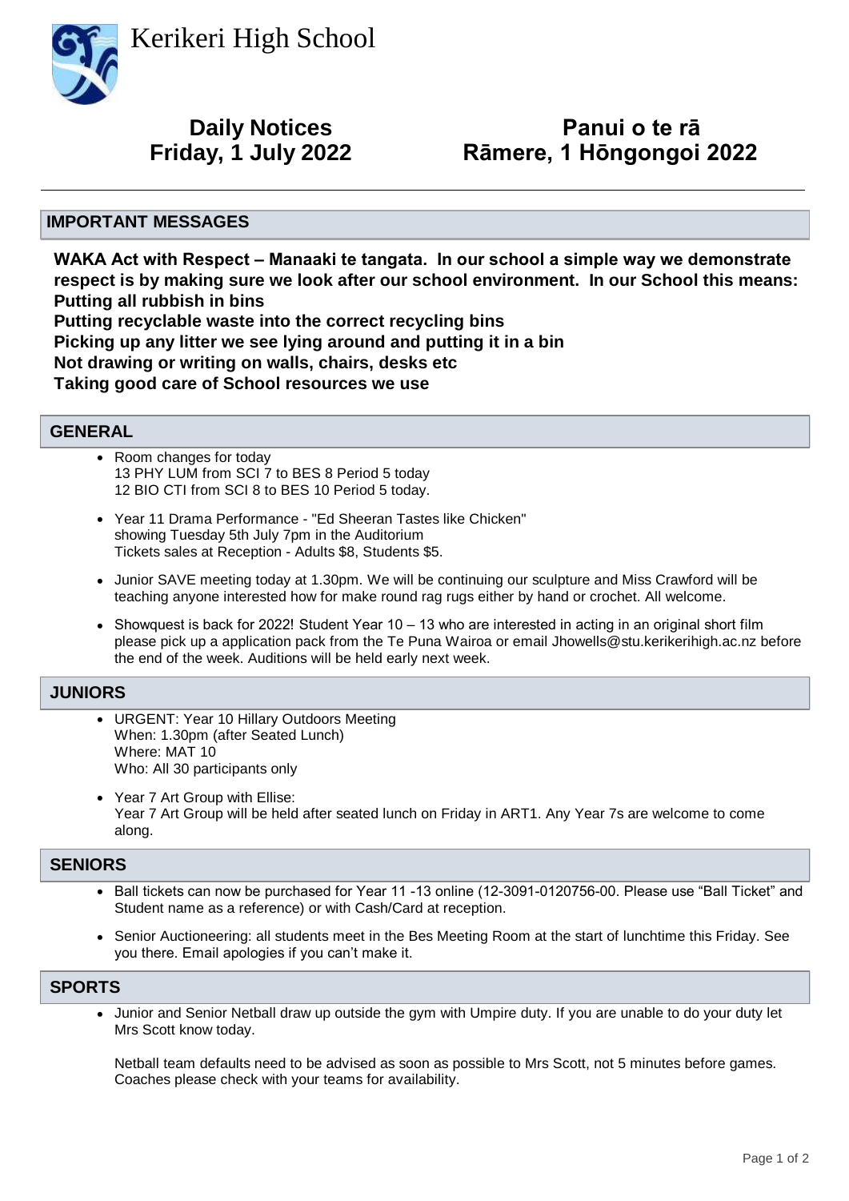# Kerikeri High School

**Daily Notices**
**Friday, 1 July 2022**

**Panui o te rā**
**Rāmere, 1 Hōngongoi 2022**

---

## IMPORTANT MESSAGES

**WAKA Act with Respect – Manaaki te tangata. In our school a simple way we demonstrate respect is by making sure we look after our school environment. In our School this means:**
**Putting all rubbish in bins**
**Putting recyclable waste into the correct recycling bins**
**Picking up any litter we see lying around and putting it in a bin**
**Not drawing or writing on walls, chairs, desks etc**
**Taking good care of School resources we use**

## GENERAL

- Room changes for today
  13 PHY LUM from SCI 7 to BES 8 Period 5 today
  12 BIO CTI from SCI 8 to BES 10 Period 5 today.

- Year 11 Drama Performance - "Ed Sheeran Tastes like Chicken"
  showing Tuesday 5th July 7pm in the Auditorium
  Tickets sales at Reception - Adults $8, Students $5.

- Junior SAVE meeting today at 1.30pm. We will be continuing our sculpture and Miss Crawford will be teaching anyone interested how for make round rag rugs either by hand or crochet. All welcome.

- Showquest is back for 2022! Student Year 10 – 13 who are interested in acting in an original short film please pick up a application pack from the Te Puna Wairoa or email Jhowells@stu.kerikerihigh.ac.nz before the end of the week. Auditions will be held early next week.

## JUNIORS

- URGENT: Year 10 Hillary Outdoors Meeting
  When: 1.30pm (after Seated Lunch)
  Where: MAT 10
  Who: All 30 participants only

- Year 7 Art Group with Ellise:
  Year 7 Art Group will be held after seated lunch on Friday in ART1. Any Year 7s are welcome to come along.

## SENIORS

- Ball tickets can now be purchased for Year 11 -13 online (12-3091-0120756-00. Please use "Ball Ticket" and Student name as a reference) or with Cash/Card at reception.

- Senior Auctioneering: all students meet in the Bes Meeting Room at the start of lunchtime this Friday. See you there. Email apologies if you can't make it.

## SPORTS

- Junior and Senior Netball draw up outside the gym with Umpire duty. If you are unable to do your duty let Mrs Scott know today.

  Netball team defaults need to be advised as soon as possible to Mrs Scott, not 5 minutes before games. Coaches please check with your teams for availability.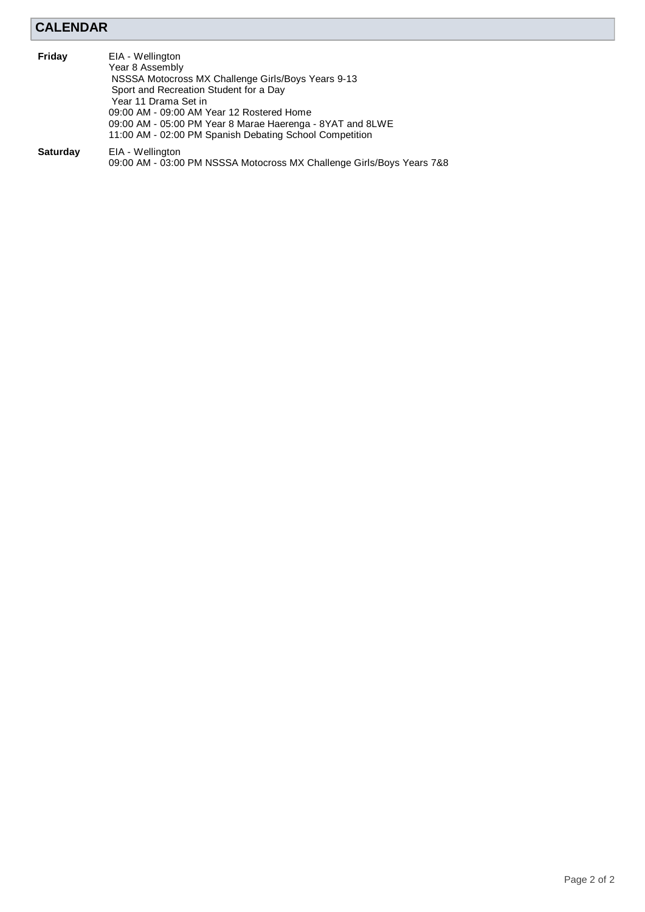## CALENDAR

| | |
|---|---|
| **Friday** | EIA - Wellington<br>Year 8 Assembly<br>NSSSA Motocross MX Challenge Girls/Boys Years 9-13<br>Sport and Recreation Student for a Day<br>Year 11 Drama Set in<br>09:00 AM - 09:00 AM Year 12 Rostered Home<br>09:00 AM - 05:00 PM Year 8 Marae Haerenga - 8YAT and 8LWE<br>11:00 AM - 02:00 PM Spanish Debating School Competition |
| **Saturday** | EIA - Wellington<br>09:00 AM - 03:00 PM NSSSA Motocross MX Challenge Girls/Boys Years 7&8 |